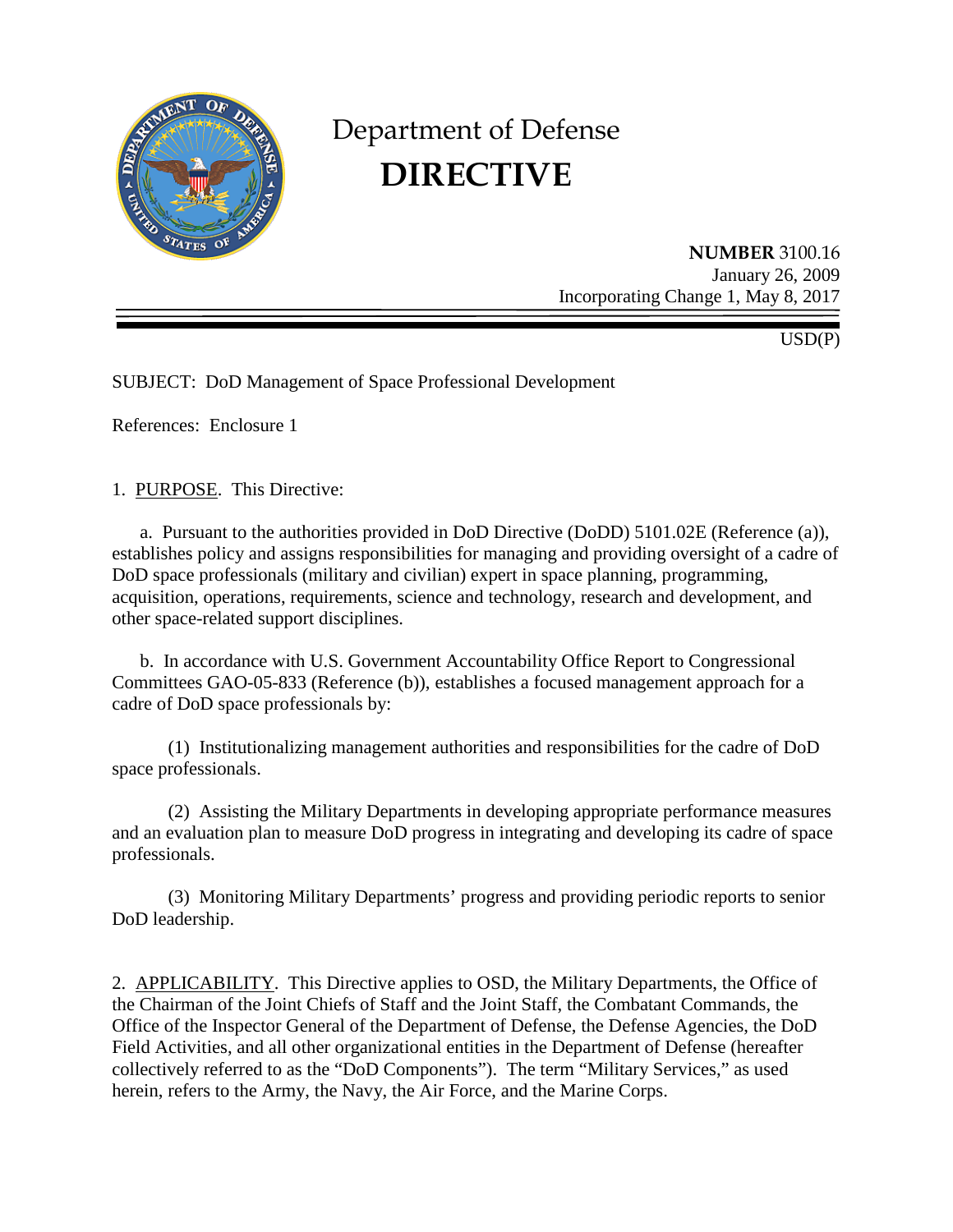# Department of Defense
# DIRECTIVE

**NUMBER** 3100.16
January 26, 2009
Incorporating Change 1, May 8, 2017

USD(P)

SUBJECT: DoD Management of Space Professional Development

References: Enclosure 1

1. PURPOSE. This Directive:

a. Pursuant to the authorities provided in DoD Directive (DoDD) 5101.02E (Reference (a)), establishes policy and assigns responsibilities for managing and providing oversight of a cadre of DoD space professionals (military and civilian) expert in space planning, programming, acquisition, operations, requirements, science and technology, research and development, and other space-related support disciplines.

b. In accordance with U.S. Government Accountability Office Report to Congressional Committees GAO-05-833 (Reference (b)), establishes a focused management approach for a cadre of DoD space professionals by:

(1) Institutionalizing management authorities and responsibilities for the cadre of DoD space professionals.

(2) Assisting the Military Departments in developing appropriate performance measures and an evaluation plan to measure DoD progress in integrating and developing its cadre of space professionals.

(3) Monitoring Military Departments' progress and providing periodic reports to senior DoD leadership.

2. APPLICABILITY. This Directive applies to OSD, the Military Departments, the Office of the Chairman of the Joint Chiefs of Staff and the Joint Staff, the Combatant Commands, the Office of the Inspector General of the Department of Defense, the Defense Agencies, the DoD Field Activities, and all other organizational entities in the Department of Defense (hereafter collectively referred to as the "DoD Components"). The term "Military Services," as used herein, refers to the Army, the Navy, the Air Force, and the Marine Corps.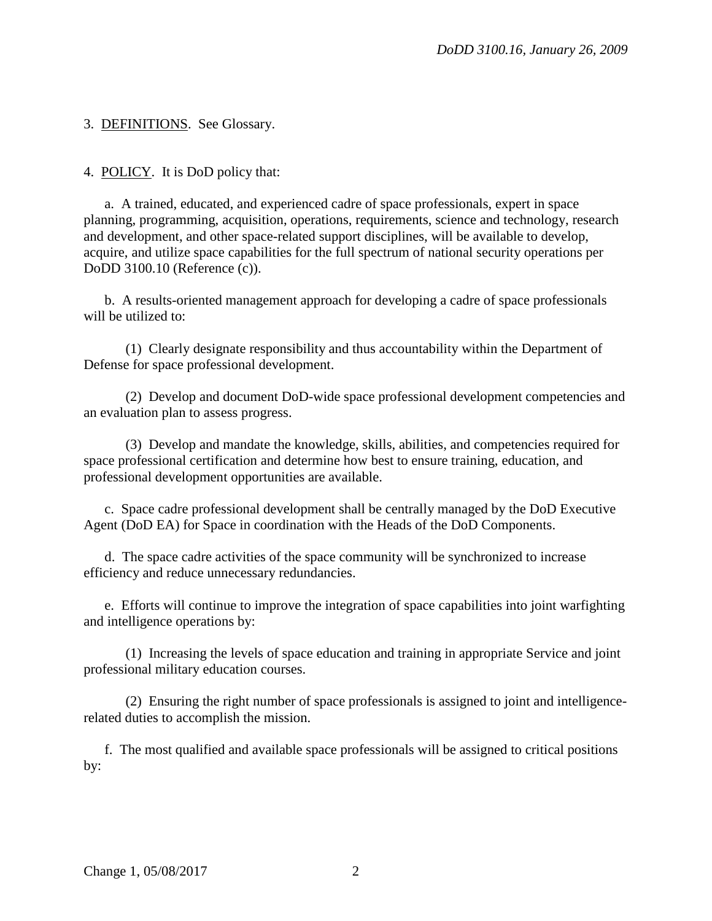3. DEFINITIONS. See Glossary.

4. POLICY. It is DoD policy that:

a. A trained, educated, and experienced cadre of space professionals, expert in space planning, programming, acquisition, operations, requirements, science and technology, research and development, and other space-related support disciplines, will be available to develop, acquire, and utilize space capabilities for the full spectrum of national security operations per DoDD 3100.10 (Reference (c)).

b. A results-oriented management approach for developing a cadre of space professionals will be utilized to:

(1) Clearly designate responsibility and thus accountability within the Department of Defense for space professional development.

(2) Develop and document DoD-wide space professional development competencies and an evaluation plan to assess progress.

(3) Develop and mandate the knowledge, skills, abilities, and competencies required for space professional certification and determine how best to ensure training, education, and professional development opportunities are available.

c. Space cadre professional development shall be centrally managed by the DoD Executive Agent (DoD EA) for Space in coordination with the Heads of the DoD Components.

d. The space cadre activities of the space community will be synchronized to increase efficiency and reduce unnecessary redundancies.

e. Efforts will continue to improve the integration of space capabilities into joint warfighting and intelligence operations by:

(1) Increasing the levels of space education and training in appropriate Service and joint professional military education courses.

(2) Ensuring the right number of space professionals is assigned to joint and intelligence-related duties to accomplish the mission.

f. The most qualified and available space professionals will be assigned to critical positions by: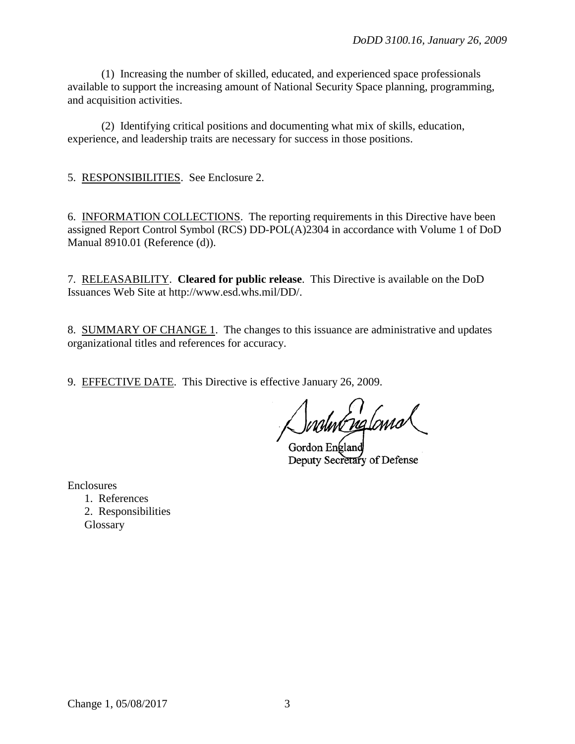(1) Increasing the number of skilled, educated, and experienced space professionals available to support the increasing amount of National Security Space planning, programming, and acquisition activities.

(2) Identifying critical positions and documenting what mix of skills, education, experience, and leadership traits are necessary for success in those positions.

5. RESPONSIBILITIES. See Enclosure 2.

6. INFORMATION COLLECTIONS. The reporting requirements in this Directive have been assigned Report Control Symbol (RCS) DD-POL(A)2304 in accordance with Volume 1 of DoD Manual 8910.01 (Reference (d)).

7. RELEASABILITY. **Cleared for public release**. This Directive is available on the DoD Issuances Web Site at http://www.esd.whs.mil/DD/.

8. SUMMARY OF CHANGE 1. The changes to this issuance are administrative and updates organizational titles and references for accuracy.

9. EFFECTIVE DATE. This Directive is effective January 26, 2009.

Gordon England
Deputy Secretary of Defense

Enclosures
1. References
2. Responsibilities
Glossary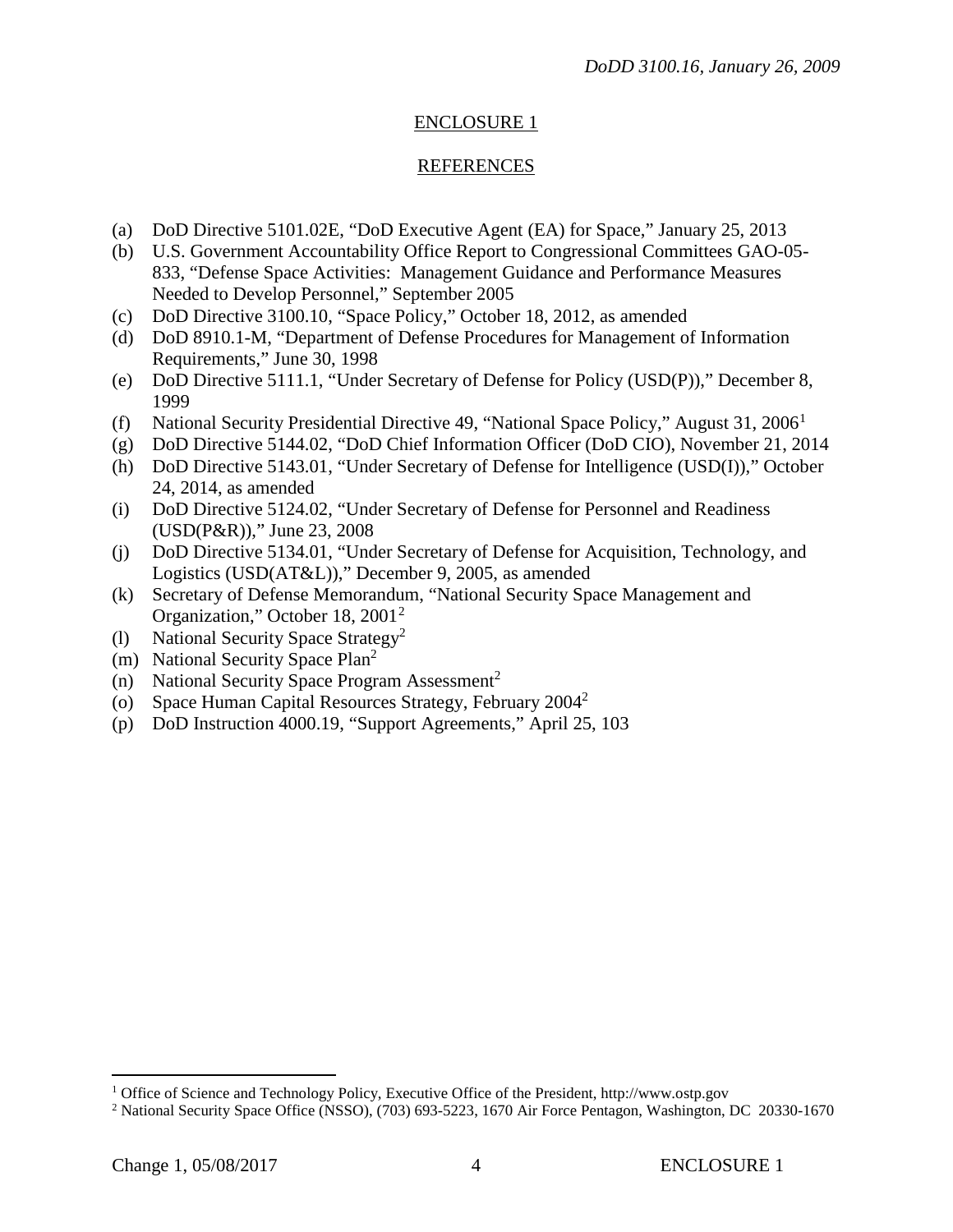## ENCLOSURE 1

## REFERENCES

(a) DoD Directive 5101.02E, "DoD Executive Agent (EA) for Space," January 25, 2013
(b) U.S. Government Accountability Office Report to Congressional Committees GAO-05-833, "Defense Space Activities: Management Guidance and Performance Measures Needed to Develop Personnel," September 2005
(c) DoD Directive 3100.10, "Space Policy," October 18, 2012, as amended
(d) DoD 8910.1-M, "Department of Defense Procedures for Management of Information Requirements," June 30, 1998
(e) DoD Directive 5111.1, "Under Secretary of Defense for Policy (USD(P))," December 8, 1999
(f) National Security Presidential Directive 49, "National Space Policy," August 31, 2006[1]
(g) DoD Directive 5144.02, "DoD Chief Information Officer (DoD CIO), November 21, 2014
(h) DoD Directive 5143.01, "Under Secretary of Defense for Intelligence (USD(I))," October 24, 2014, as amended
(i) DoD Directive 5124.02, "Under Secretary of Defense for Personnel and Readiness (USD(P&R))," June 23, 2008
(j) DoD Directive 5134.01, "Under Secretary of Defense for Acquisition, Technology, and Logistics (USD(AT&L))," December 9, 2005, as amended
(k) Secretary of Defense Memorandum, "National Security Space Management and Organization," October 18, 2001[2]
(l) National Security Space Strategy[2]
(m) National Security Space Plan[2]
(n) National Security Space Program Assessment[2]
(o) Space Human Capital Resources Strategy, February 2004[2]
(p) DoD Instruction 4000.19, "Support Agreements," April 25, 103

---

[1] Office of Science and Technology Policy, Executive Office of the President, http://www.ostp.gov
[2] National Security Space Office (NSSO), (703) 693-5223, 1670 Air Force Pentagon, Washington, DC 20330-1670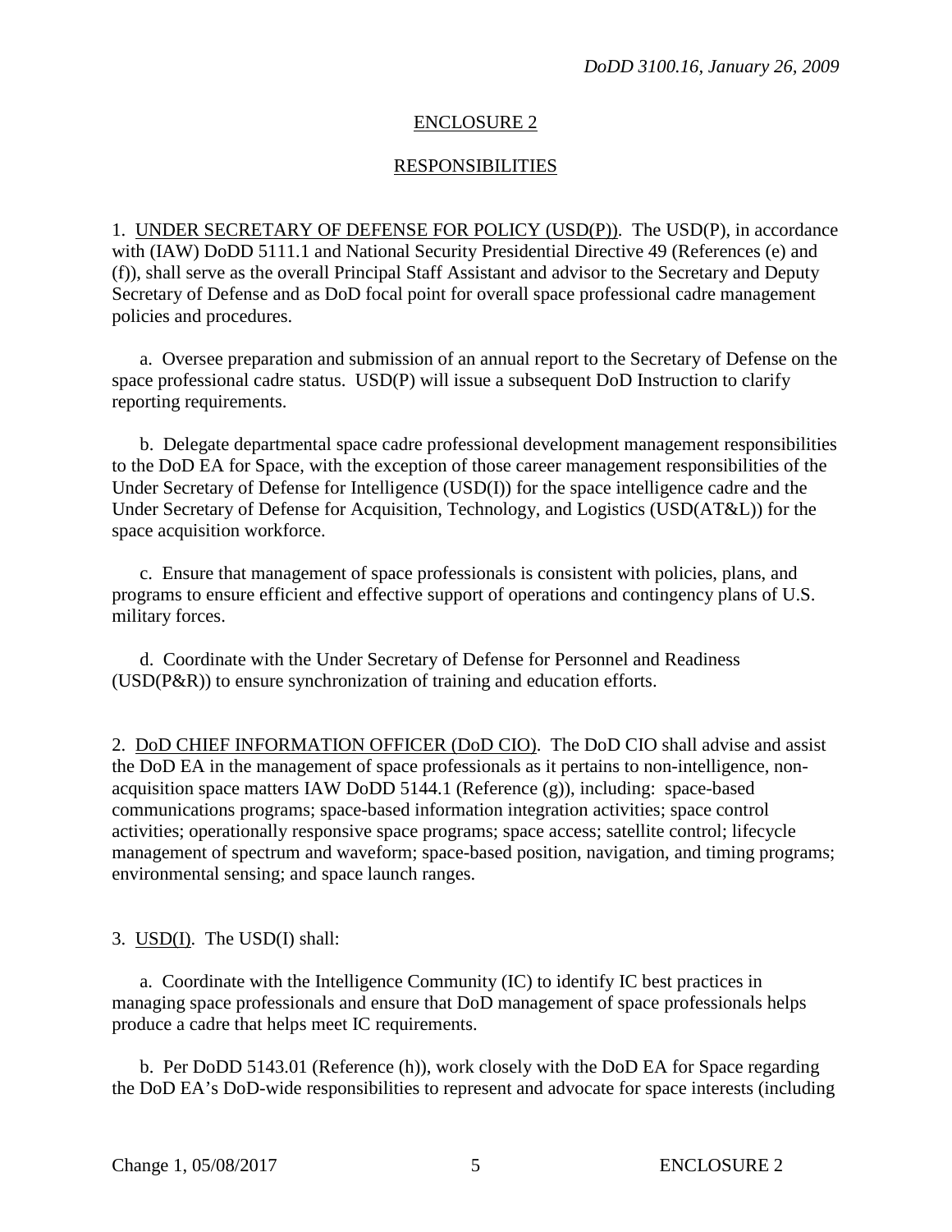## ENCLOSURE 2

## RESPONSIBILITIES

1. UNDER SECRETARY OF DEFENSE FOR POLICY (USD(P)). The USD(P), in accordance with (IAW) DoDD 5111.1 and National Security Presidential Directive 49 (References (e) and (f)), shall serve as the overall Principal Staff Assistant and advisor to the Secretary and Deputy Secretary of Defense and as DoD focal point for overall space professional cadre management policies and procedures.

a. Oversee preparation and submission of an annual report to the Secretary of Defense on the space professional cadre status. USD(P) will issue a subsequent DoD Instruction to clarify reporting requirements.

b. Delegate departmental space cadre professional development management responsibilities to the DoD EA for Space, with the exception of those career management responsibilities of the Under Secretary of Defense for Intelligence (USD(I)) for the space intelligence cadre and the Under Secretary of Defense for Acquisition, Technology, and Logistics (USD(AT&L)) for the space acquisition workforce.

c. Ensure that management of space professionals is consistent with policies, plans, and programs to ensure efficient and effective support of operations and contingency plans of U.S. military forces.

d. Coordinate with the Under Secretary of Defense for Personnel and Readiness (USD(P&R)) to ensure synchronization of training and education efforts.

2. DoD CHIEF INFORMATION OFFICER (DoD CIO). The DoD CIO shall advise and assist the DoD EA in the management of space professionals as it pertains to non-intelligence, non-acquisition space matters IAW DoDD 5144.1 (Reference (g)), including: space-based communications programs; space-based information integration activities; space control activities; operationally responsive space programs; space access; satellite control; lifecycle management of spectrum and waveform; space-based position, navigation, and timing programs; environmental sensing; and space launch ranges.

3. USD(I). The USD(I) shall:

a. Coordinate with the Intelligence Community (IC) to identify IC best practices in managing space professionals and ensure that DoD management of space professionals helps produce a cadre that helps meet IC requirements.

b. Per DoDD 5143.01 (Reference (h)), work closely with the DoD EA for Space regarding the DoD EA's DoD-wide responsibilities to represent and advocate for space interests (including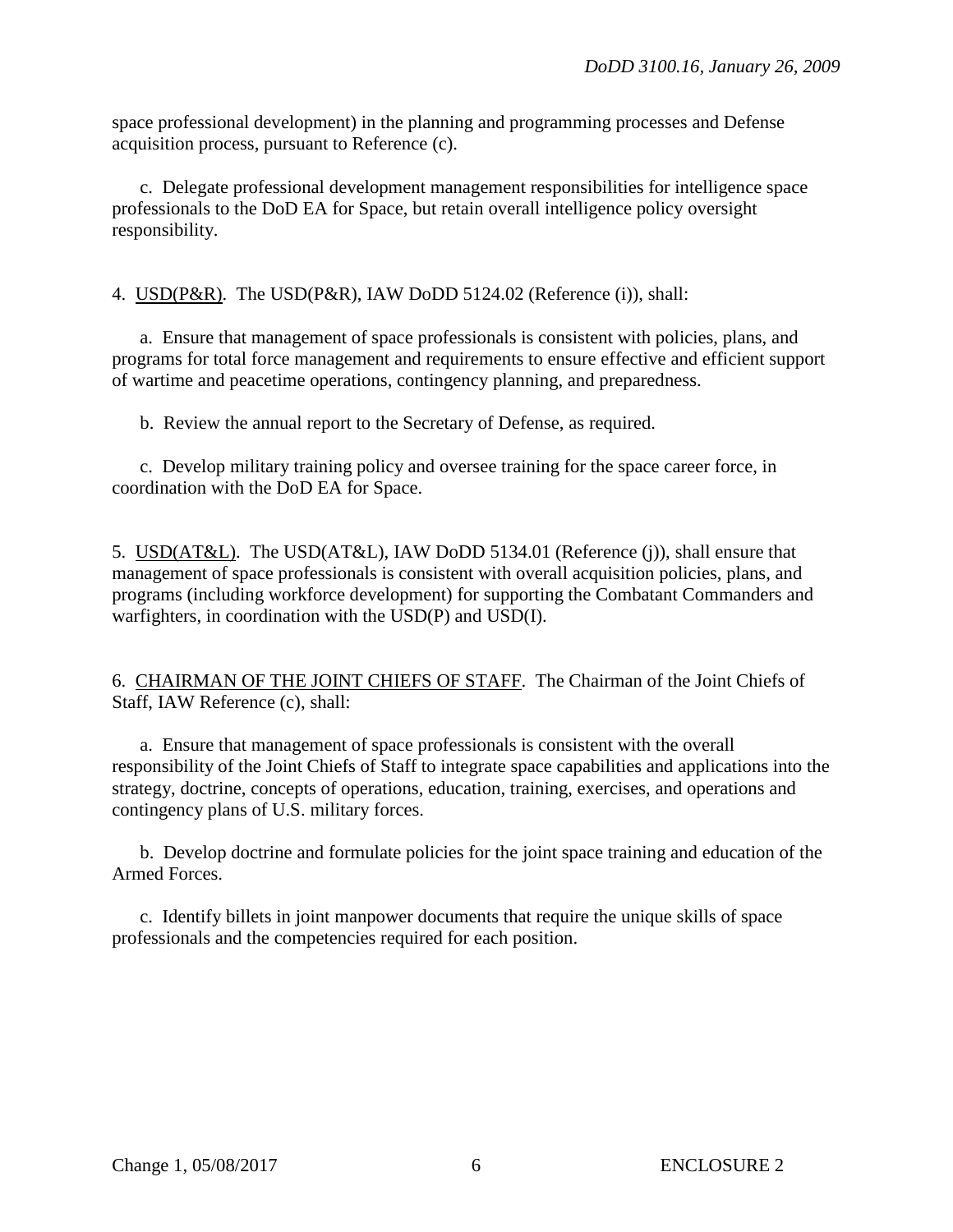space professional development) in the planning and programming processes and Defense acquisition process, pursuant to Reference (c).

c. Delegate professional development management responsibilities for intelligence space professionals to the DoD EA for Space, but retain overall intelligence policy oversight responsibility.

4. USD(P&R). The USD(P&R), IAW DoDD 5124.02 (Reference (i)), shall:

a. Ensure that management of space professionals is consistent with policies, plans, and programs for total force management and requirements to ensure effective and efficient support of wartime and peacetime operations, contingency planning, and preparedness.

b. Review the annual report to the Secretary of Defense, as required.

c. Develop military training policy and oversee training for the space career force, in coordination with the DoD EA for Space.

5. USD(AT&L). The USD(AT&L), IAW DoDD 5134.01 (Reference (j)), shall ensure that management of space professionals is consistent with overall acquisition policies, plans, and programs (including workforce development) for supporting the Combatant Commanders and warfighters, in coordination with the USD(P) and USD(I).

6. CHAIRMAN OF THE JOINT CHIEFS OF STAFF. The Chairman of the Joint Chiefs of Staff, IAW Reference (c), shall:

a. Ensure that management of space professionals is consistent with the overall responsibility of the Joint Chiefs of Staff to integrate space capabilities and applications into the strategy, doctrine, concepts of operations, education, training, exercises, and operations and contingency plans of U.S. military forces.

b. Develop doctrine and formulate policies for the joint space training and education of the Armed Forces.

c. Identify billets in joint manpower documents that require the unique skills of space professionals and the competencies required for each position.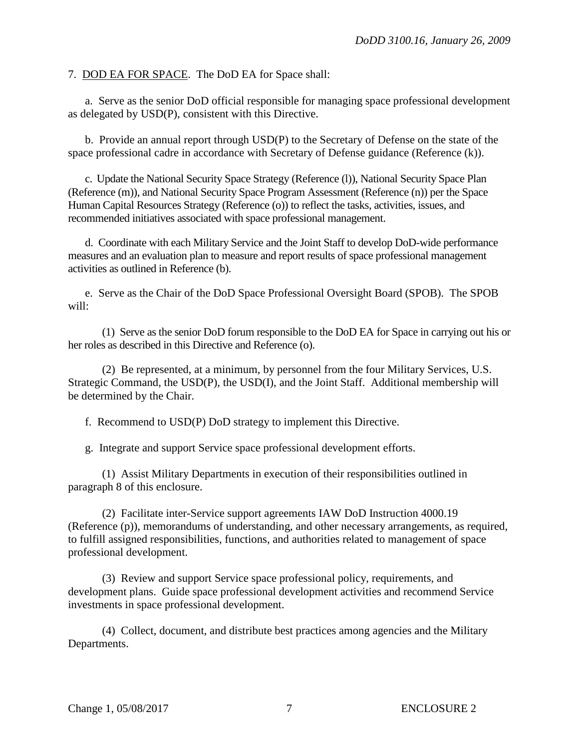7. DOD EA FOR SPACE. The DoD EA for Space shall:

a. Serve as the senior DoD official responsible for managing space professional development as delegated by USD(P), consistent with this Directive.

b. Provide an annual report through USD(P) to the Secretary of Defense on the state of the space professional cadre in accordance with Secretary of Defense guidance (Reference (k)).

c. Update the National Security Space Strategy (Reference (l)), National Security Space Plan (Reference (m)), and National Security Space Program Assessment (Reference (n)) per the Space Human Capital Resources Strategy (Reference (o)) to reflect the tasks, activities, issues, and recommended initiatives associated with space professional management.

d. Coordinate with each Military Service and the Joint Staff to develop DoD-wide performance measures and an evaluation plan to measure and report results of space professional management activities as outlined in Reference (b).

e. Serve as the Chair of the DoD Space Professional Oversight Board (SPOB). The SPOB will:

(1) Serve as the senior DoD forum responsible to the DoD EA for Space in carrying out his or her roles as described in this Directive and Reference (o).

(2) Be represented, at a minimum, by personnel from the four Military Services, U.S. Strategic Command, the USD(P), the USD(I), and the Joint Staff. Additional membership will be determined by the Chair.

f. Recommend to USD(P) DoD strategy to implement this Directive.

g. Integrate and support Service space professional development efforts.

(1) Assist Military Departments in execution of their responsibilities outlined in paragraph 8 of this enclosure.

(2) Facilitate inter-Service support agreements IAW DoD Instruction 4000.19 (Reference (p)), memorandums of understanding, and other necessary arrangements, as required, to fulfill assigned responsibilities, functions, and authorities related to management of space professional development.

(3) Review and support Service space professional policy, requirements, and development plans. Guide space professional development activities and recommend Service investments in space professional development.

(4) Collect, document, and distribute best practices among agencies and the Military Departments.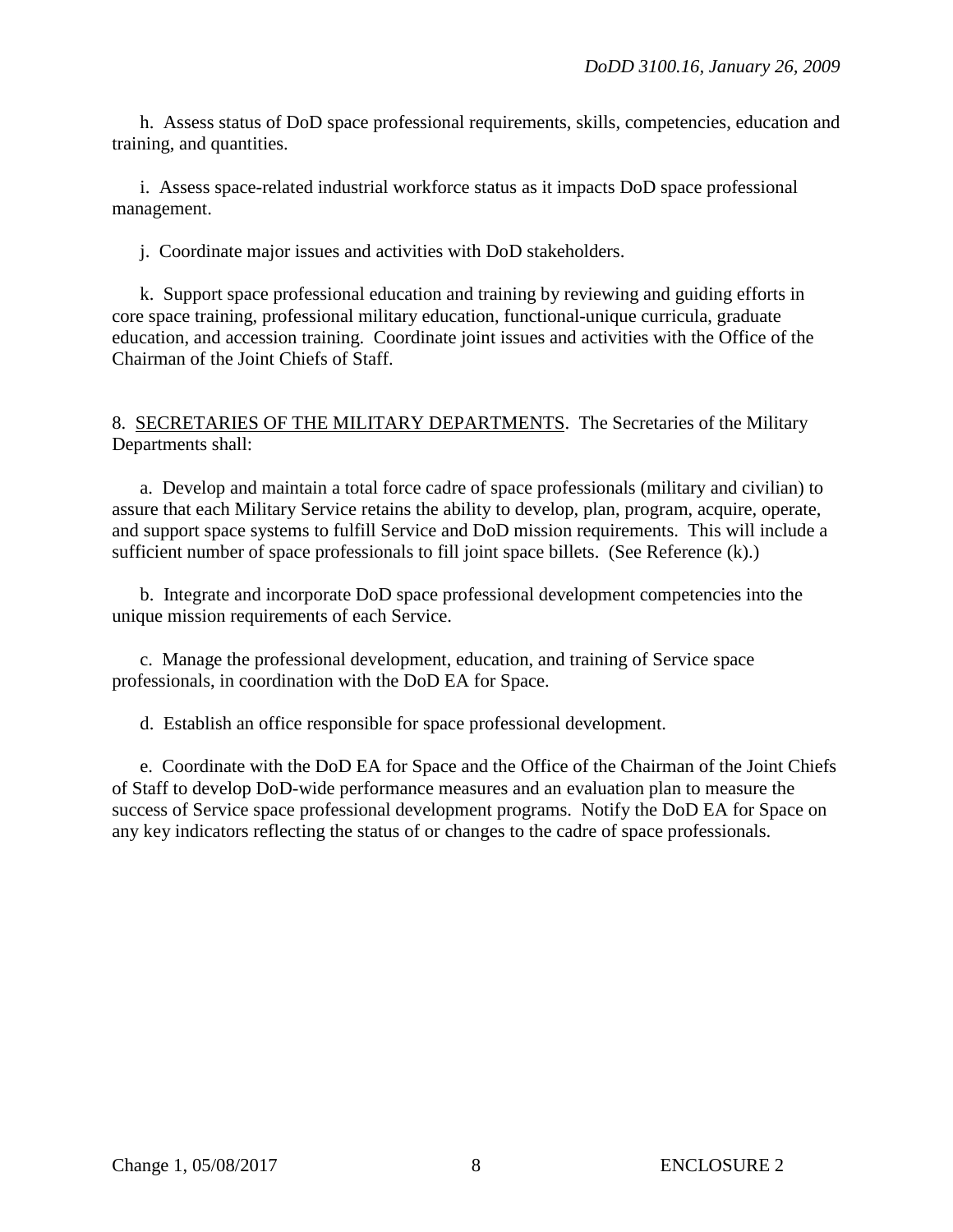h. Assess status of DoD space professional requirements, skills, competencies, education and training, and quantities.

i. Assess space-related industrial workforce status as it impacts DoD space professional management.

j. Coordinate major issues and activities with DoD stakeholders.

k. Support space professional education and training by reviewing and guiding efforts in core space training, professional military education, functional-unique curricula, graduate education, and accession training. Coordinate joint issues and activities with the Office of the Chairman of the Joint Chiefs of Staff.

8. <u>SECRETARIES OF THE MILITARY DEPARTMENTS</u>. The Secretaries of the Military Departments shall:

a. Develop and maintain a total force cadre of space professionals (military and civilian) to assure that each Military Service retains the ability to develop, plan, program, acquire, operate, and support space systems to fulfill Service and DoD mission requirements. This will include a sufficient number of space professionals to fill joint space billets. (See Reference (k).)

b. Integrate and incorporate DoD space professional development competencies into the unique mission requirements of each Service.

c. Manage the professional development, education, and training of Service space professionals, in coordination with the DoD EA for Space.

d. Establish an office responsible for space professional development.

e. Coordinate with the DoD EA for Space and the Office of the Chairman of the Joint Chiefs of Staff to develop DoD-wide performance measures and an evaluation plan to measure the success of Service space professional development programs. Notify the DoD EA for Space on any key indicators reflecting the status of or changes to the cadre of space professionals.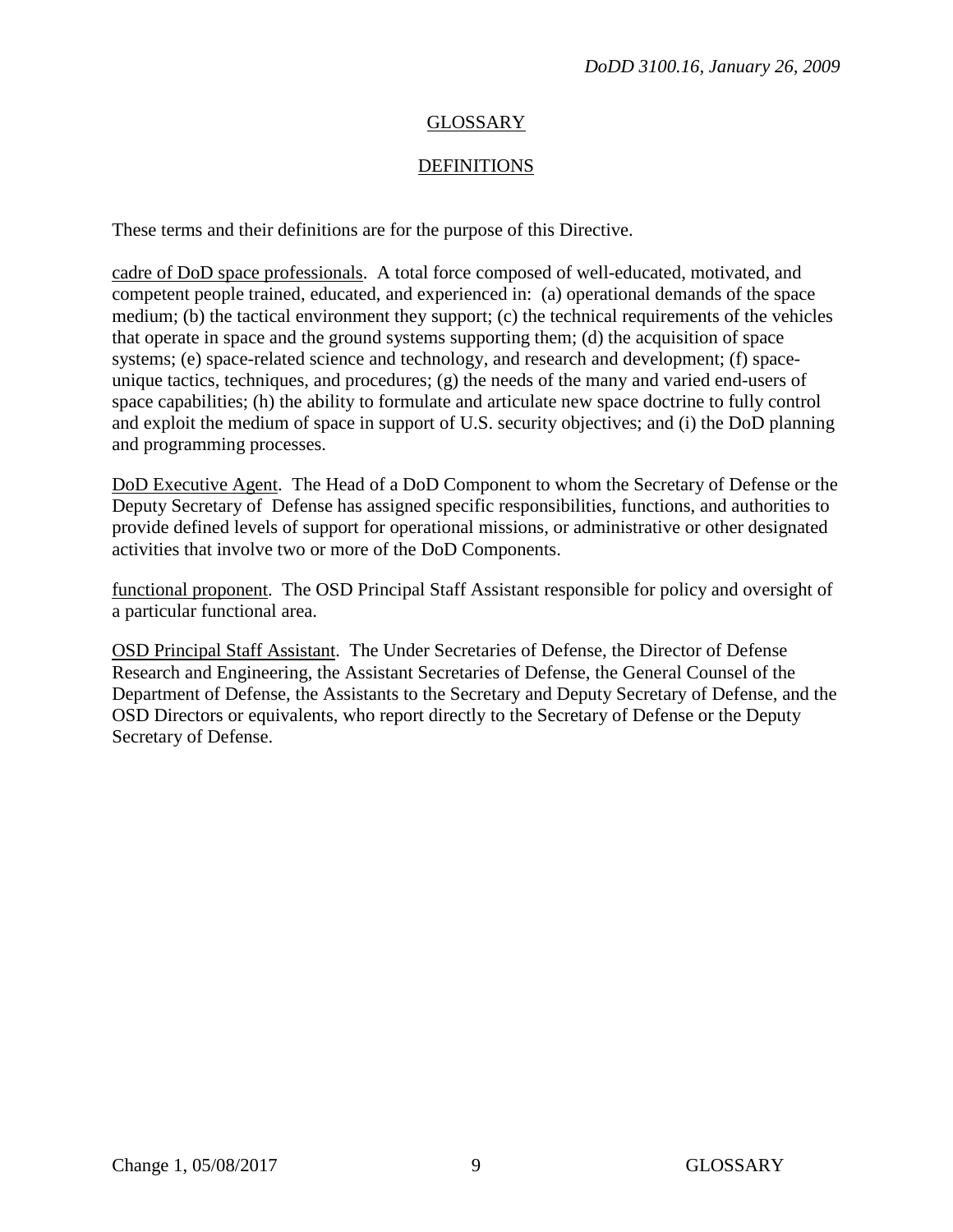## GLOSSARY

## DEFINITIONS

These terms and their definitions are for the purpose of this Directive.

cadre of DoD space professionals. A total force composed of well-educated, motivated, and competent people trained, educated, and experienced in: (a) operational demands of the space medium; (b) the tactical environment they support; (c) the technical requirements of the vehicles that operate in space and the ground systems supporting them; (d) the acquisition of space systems; (e) space-related science and technology, and research and development; (f) space-unique tactics, techniques, and procedures; (g) the needs of the many and varied end-users of space capabilities; (h) the ability to formulate and articulate new space doctrine to fully control and exploit the medium of space in support of U.S. security objectives; and (i) the DoD planning and programming processes.

DoD Executive Agent. The Head of a DoD Component to whom the Secretary of Defense or the Deputy Secretary of Defense has assigned specific responsibilities, functions, and authorities to provide defined levels of support for operational missions, or administrative or other designated activities that involve two or more of the DoD Components.

functional proponent. The OSD Principal Staff Assistant responsible for policy and oversight of a particular functional area.

OSD Principal Staff Assistant. The Under Secretaries of Defense, the Director of Defense Research and Engineering, the Assistant Secretaries of Defense, the General Counsel of the Department of Defense, the Assistants to the Secretary and Deputy Secretary of Defense, and the OSD Directors or equivalents, who report directly to the Secretary of Defense or the Deputy Secretary of Defense.